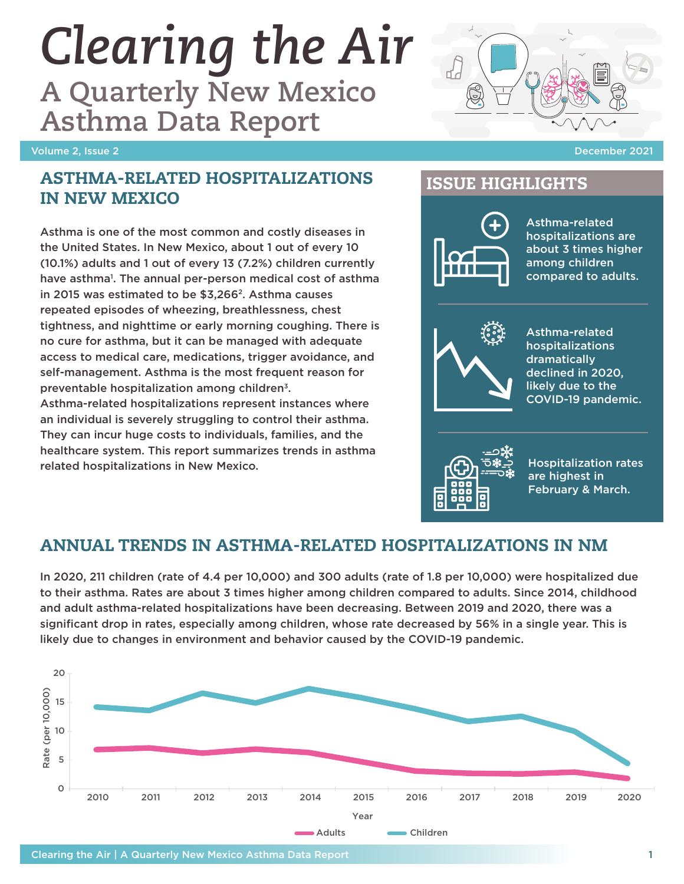# Clearing the Air

## A Quarterly New Mexico Asthma Data Report

Volume 2, Issue 2 | December 2021

## ASTHMA-RELATED HOSPITALIZATIONS IN NEW MEXICO

Asthma is one of the most common and costly diseases in the United States. In New Mexico, about 1 out of every 10 (10.1%) adults and 1 out of every 13 (7.2%) children currently have asthma[1]. The annual per-person medical cost of asthma in 2015 was estimated to be $3,266[2]. Asthma causes repeated episodes of wheezing, breathlessness, chest tightness, and nighttime or early morning coughing. There is no cure for asthma, but it can be managed with adequate access to medical care, medications, trigger avoidance, and self-management. Asthma is the most frequent reason for preventable hospitalization among children[3]. Asthma-related hospitalizations represent instances where an individual is severely struggling to control their asthma. They can incur huge costs to individuals, families, and the healthcare system. This report summarizes trends in asthma related hospitalizations in New Mexico.

## ISSUE HIGHLIGHTS

- Asthma-related hospitalizations are about 3 times higher among children compared to adults.
- Asthma-related hospitalizations dramatically declined in 2020, likely due to the COVID-19 pandemic.
- Hospitalization rates are highest in February & March.

## ANNUAL TRENDS IN ASTHMA-RELATED HOSPITALIZATIONS IN NM

In 2020, 211 children (rate of 4.4 per 10,000) and 300 adults (rate of 1.8 per 10,000) were hospitalized due to their asthma. Rates are about 3 times higher among children compared to adults. Since 2014, childhood and adult asthma-related hospitalizations have been decreasing. Between 2019 and 2020, there was a significant drop in rates, especially among children, whose rate decreased by 56% in a single year. This is likely due to changes in environment and behavior caused by the COVID-19 pandemic.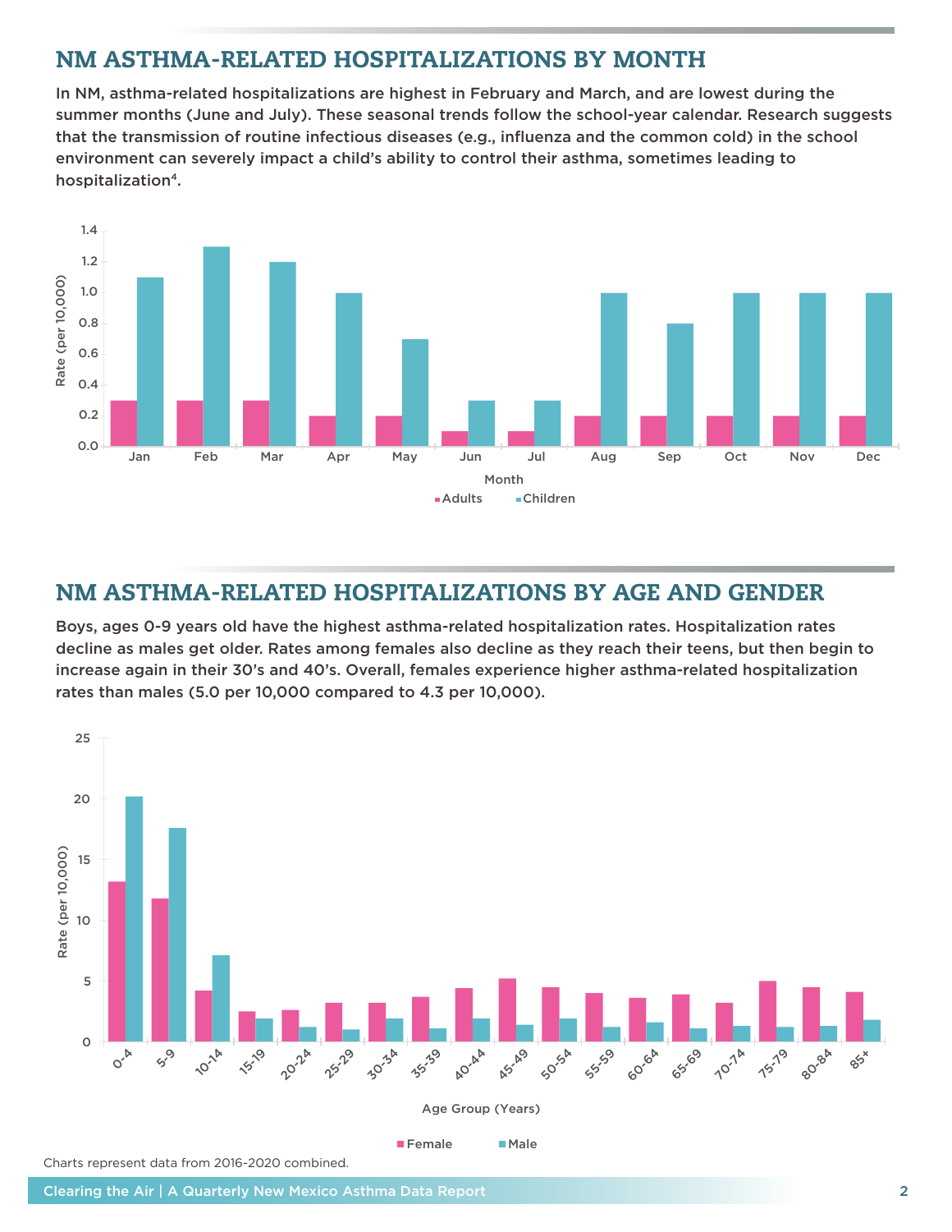## NM ASTHMA-RELATED HOSPITALIZATIONS BY MONTH

**In NM, asthma-related hospitalizations are highest in February and March, and are lowest during the summer months (June and July). These seasonal trends follow the school-year calendar. Research suggests that the transmission of routine infectious diseases (e.g., influenza and the common cold) in the school environment can severely impact a child's ability to control their asthma, sometimes leading to hospitalization[4].**

| Month | Adults | Children |
|---|---|---|
| Jan | 0.3 | 1.1 |
| Feb | 0.3 | 1.3 |
| Mar | 0.3 | 1.2 |
| Apr | 0.2 | 1.0 |
| May | 0.2 | 0.7 |
| Jun | 0.1 | 0.3 |
| Jul | 0.1 | 0.3 |
| Aug | 0.2 | 1.0 |
| Sep | 0.2 | 0.8 |
| Oct | 0.2 | 1.0 |
| Nov | 0.2 | 1.0 |
| Dec | 0.2 | 1.0 |

Rate (per 10,000)

## NM ASTHMA-RELATED HOSPITALIZATIONS BY AGE AND GENDER

**Boys, ages 0-9 years old have the highest asthma-related hospitalization rates. Hospitalization rates decline as males get older. Rates among females also decline as they reach their teens, but then begin to increase again in their 30's and 40's. Overall, females experience higher asthma-related hospitalization rates than males (5.0 per 10,000 compared to 4.3 per 10,000).**

Age Group (Years); Rate (per 10,000); Female, Male

Charts represent data from 2016-2020 combined.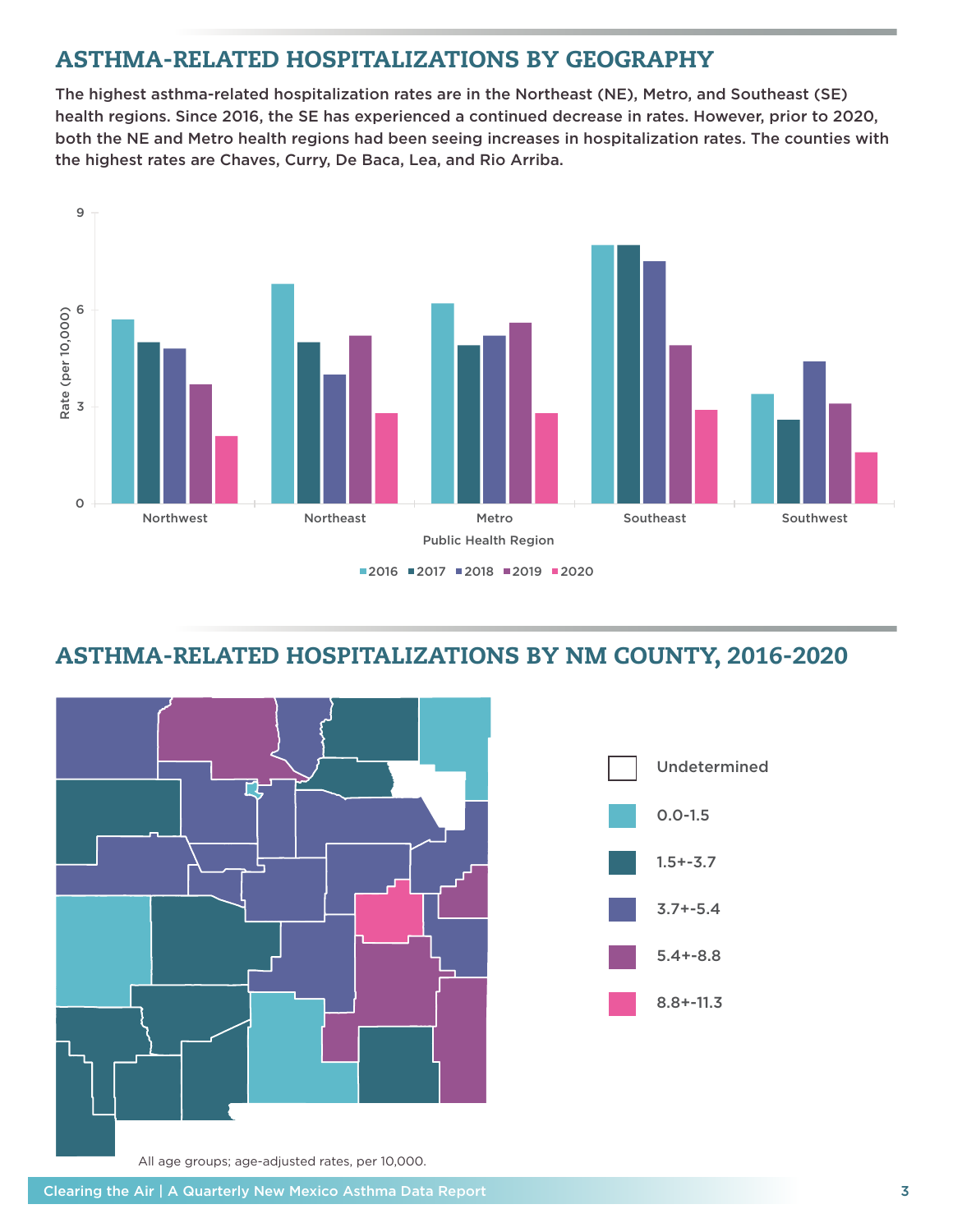## ASTHMA-RELATED HOSPITALIZATIONS BY GEOGRAPHY

The highest asthma-related hospitalization rates are in the Northeast (NE), Metro, and Southeast (SE) health regions. Since 2016, the SE has experienced a continued decrease in rates. However, prior to 2020, both the NE and Metro health regions had been seeing increases in hospitalization rates. The counties with the highest rates are Chaves, Curry, De Baca, Lea, and Rio Arriba.

Rate (per 10,000)

Public Health Region: Northwest, Northeast, Metro, Southeast, Southwest

2016 | 2017 | 2018 | 2019 | 2020

## ASTHMA-RELATED HOSPITALIZATIONS BY NM COUNTY, 2016-2020

- Undetermined
- 0.0-1.5
- 1.5+-3.7
- 3.7+-5.4
- 5.4+-8.8
- 8.8+-11.3

All age groups; age-adjusted rates, per 10,000.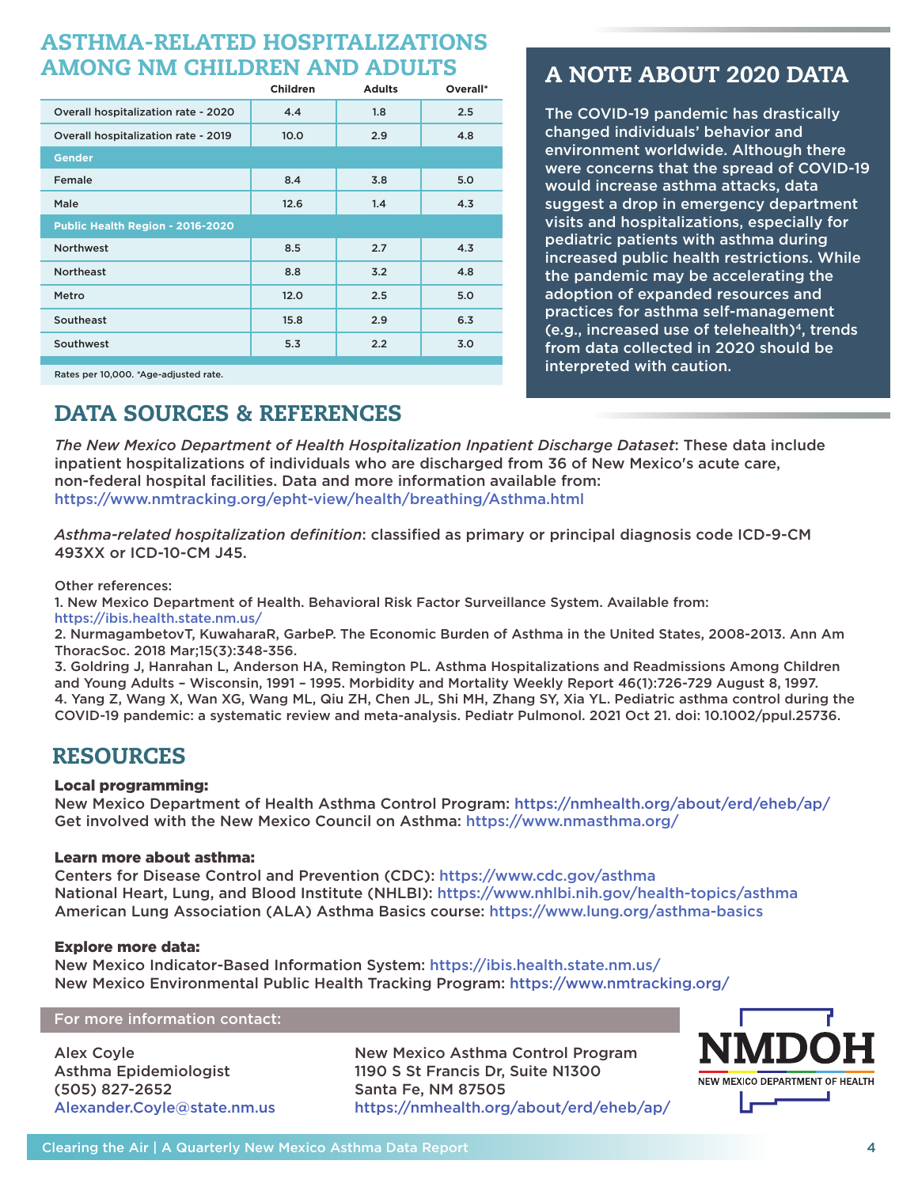## ASTHMA-RELATED HOSPITALIZATIONS AMONG NM CHILDREN AND ADULTS

| | Children | Adults | Overall* |
|---|---|---|---|
| Overall hospitalization rate - 2020 | 4.4 | 1.8 | 2.5 |
| Overall hospitalization rate - 2019 | 10.0 | 2.9 | 4.8 |
| **Gender** | | | |
| Female | 8.4 | 3.8 | 5.0 |
| Male | 12.6 | 1.4 | 4.3 |
| **Public Health Region - 2016-2020** | | | |
| Northwest | 8.5 | 2.7 | 4.3 |
| Northeast | 8.8 | 3.2 | 4.8 |
| Metro | 12.0 | 2.5 | 5.0 |
| Southeast | 15.8 | 2.9 | 6.3 |
| Southwest | 5.3 | 2.2 | 3.0 |

Rates per 10,000. *Age-adjusted rate.

## A NOTE ABOUT 2020 DATA

The COVID-19 pandemic has drastically changed individuals' behavior and environment worldwide. Although there were concerns that the spread of COVID-19 would increase asthma attacks, data suggest a drop in emergency department visits and hospitalizations, especially for pediatric patients with asthma during increased public health restrictions. While the pandemic may be accelerating the adoption of expanded resources and practices for asthma self-management (e.g., increased use of telehealth)[4], trends from data collected in 2020 should be interpreted with caution.

## DATA SOURCES & REFERENCES

*The New Mexico Department of Health Hospitalization Inpatient Discharge Dataset*: These data include inpatient hospitalizations of individuals who are discharged from 36 of New Mexico's acute care, non-federal hospital facilities. Data and more information available from: https://www.nmtracking.org/epht-view/health/breathing/Asthma.html

*Asthma-related hospitalization definition*: classified as primary or principal diagnosis code ICD-9-CM 493XX or ICD-10-CM J45.

Other references:
1. New Mexico Department of Health. Behavioral Risk Factor Surveillance System. Available from: https://ibis.health.state.nm.us/
2. NurmagambetovT, KuwaharaR, GarbeP. The Economic Burden of Asthma in the United States, 2008-2013. Ann Am ThoracSoc. 2018 Mar;15(3):348-356.
3. Goldring J, Hanrahan L, Anderson HA, Remington PL. Asthma Hospitalizations and Readmissions Among Children and Young Adults – Wisconsin, 1991 – 1995. Morbidity and Mortality Weekly Report 46(1):726-729 August 8, 1997.
4. Yang Z, Wang X, Wan XG, Wang ML, Qiu ZH, Chen JL, Shi MH, Zhang SY, Xia YL. Pediatric asthma control during the COVID-19 pandemic: a systematic review and meta-analysis. Pediatr Pulmonol. 2021 Oct 21. doi: 10.1002/ppul.25736.

## RESOURCES

**Local programming:**
New Mexico Department of Health Asthma Control Program: https://nmhealth.org/about/erd/eheb/ap/
Get involved with the New Mexico Council on Asthma: https://www.nmasthma.org/

**Learn more about asthma:**
Centers for Disease Control and Prevention (CDC): https://www.cdc.gov/asthma
National Heart, Lung, and Blood Institute (NHLBI): https://www.nhlbi.nih.gov/health-topics/asthma
American Lung Association (ALA) Asthma Basics course: https://www.lung.org/asthma-basics

**Explore more data:**
New Mexico Indicator-Based Information System: https://ibis.health.state.nm.us/
New Mexico Environmental Public Health Tracking Program: https://www.nmtracking.org/

**For more information contact:**

Alex Coyle
Asthma Epidemiologist
(505) 827-2652
Alexander.Coyle@state.nm.us

New Mexico Asthma Control Program
1190 S St Francis Dr, Suite N1300
Santa Fe, NM 87505
https://nmhealth.org/about/erd/eheb/ap/

NMDOH
NEW MEXICO DEPARTMENT OF HEALTH